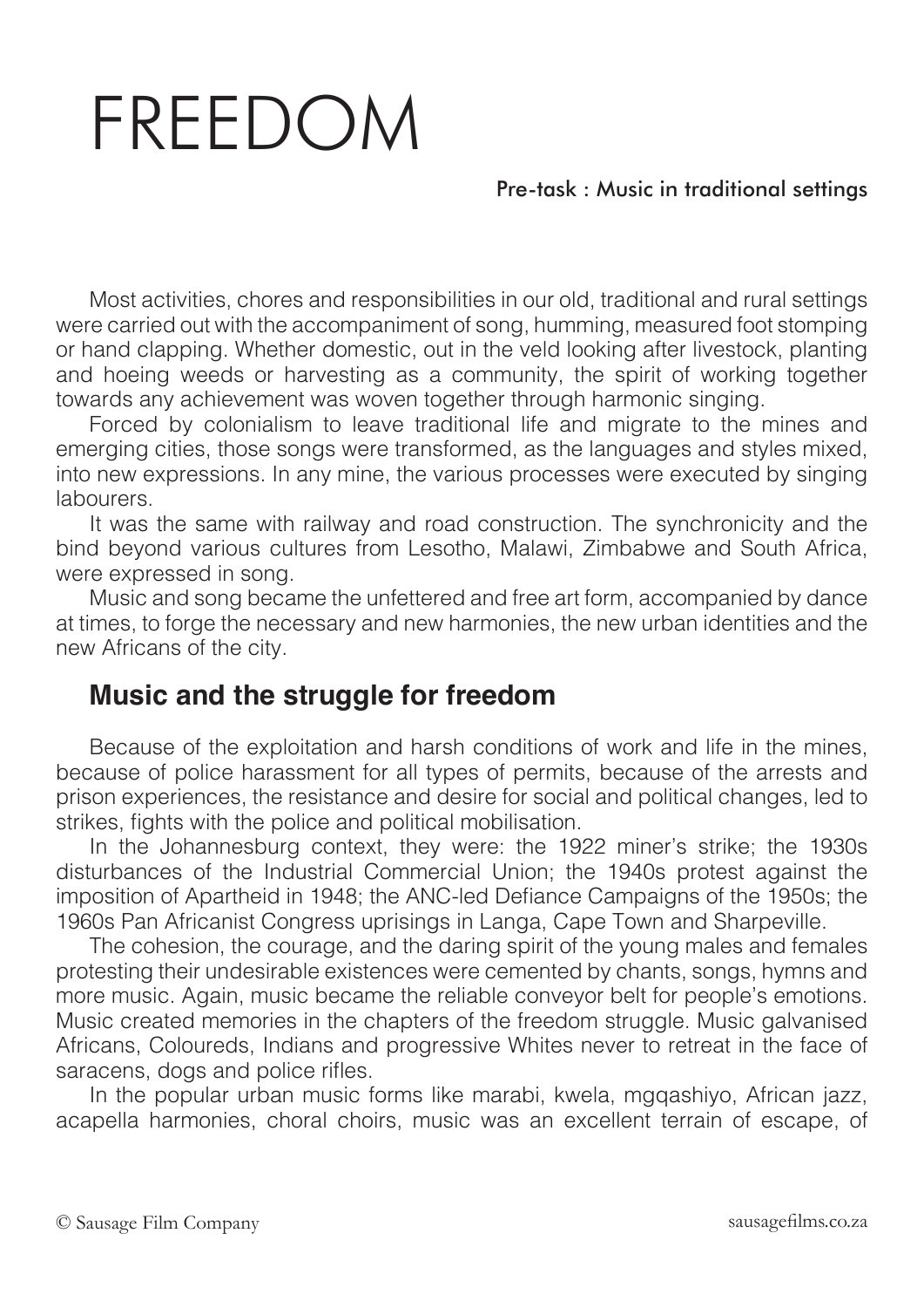# FREEDOM

Pre-task : Music in traditional settings

Most activities, chores and responsibilities in our old, traditional and rural settings were carried out with the accompaniment of song, humming, measured foot stomping or hand clapping. Whether domestic, out in the veld looking after livestock, planting and hoeing weeds or harvesting as a community, the spirit of working together towards any achievement was woven together through harmonic singing.

Forced by colonialism to leave traditional life and migrate to the mines and emerging cities, those songs were transformed, as the languages and styles mixed, into new expressions. In any mine, the various processes were executed by singing labourers.

It was the same with railway and road construction. The synchronicity and the bind beyond various cultures from Lesotho, Malawi, Zimbabwe and South Africa, were expressed in song.

Music and song became the unfettered and free art form, accompanied by dance at times, to forge the necessary and new harmonies, the new urban identities and the new Africans of the city.

## Music and the struggle for freedom

Because of the exploitation and harsh conditions of work and life in the mines, because of police harassment for all types of permits, because of the arrests and prison experiences, the resistance and desire for social and political changes, led to strikes, fights with the police and political mobilisation.

In the Johannesburg context, they were: the 1922 miner's strike; the 1930s disturbances of the Industrial Commercial Union; the 1940s protest against the imposition of Apartheid in 1948; the ANC-led Defiance Campaigns of the 1950s; the 1960s Pan Africanist Congress uprisings in Langa, Cape Town and Sharpeville.

The cohesion, the courage, and the daring spirit of the young males and females protesting their undesirable existences were cemented by chants, songs, hymns and more music. Again, music became the reliable conveyor belt for people's emotions. Music created memories in the chapters of the freedom struggle. Music galvanised Africans, Coloureds, Indians and progressive Whites never to retreat in the face of saracens, dogs and police rifles.

In the popular urban music forms like marabi, kwela, mgqashiyo, African jazz, acapella harmonies, choral choirs, music was an excellent terrain of escape, of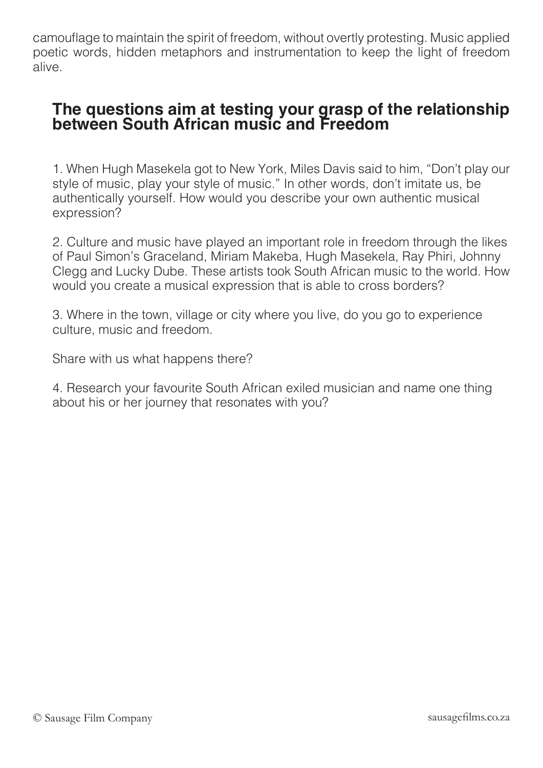camouflage to maintain the spirit of freedom, without overtly protesting. Music applied poetic words, hidden metaphors and instrumentation to keep the light of freedom alive.

## The questions aim at testing your grasp of the relationship between South African music and Freedom

1. When Hugh Masekela got to New York, Miles Davis said to him, "Don't play our style of music, play your style of music." In other words, don't imitate us, be authentically yourself. How would you describe your own authentic musical expression?

2. Culture and music have played an important role in freedom through the likes of Paul Simon's Graceland, Miriam Makeba, Hugh Masekela, Ray Phiri, Johnny Clegg and Lucky Dube. These artists took South African music to the world. How would you create a musical expression that is able to cross borders?

3. Where in the town, village or city where you live, do you go to experience culture, music and freedom.

   Share with us what happens there?

4. Research your favourite South African exiled musician and name one thing about his or her journey that resonates with you?

© Sausage Film Company sausagefilms.co.za